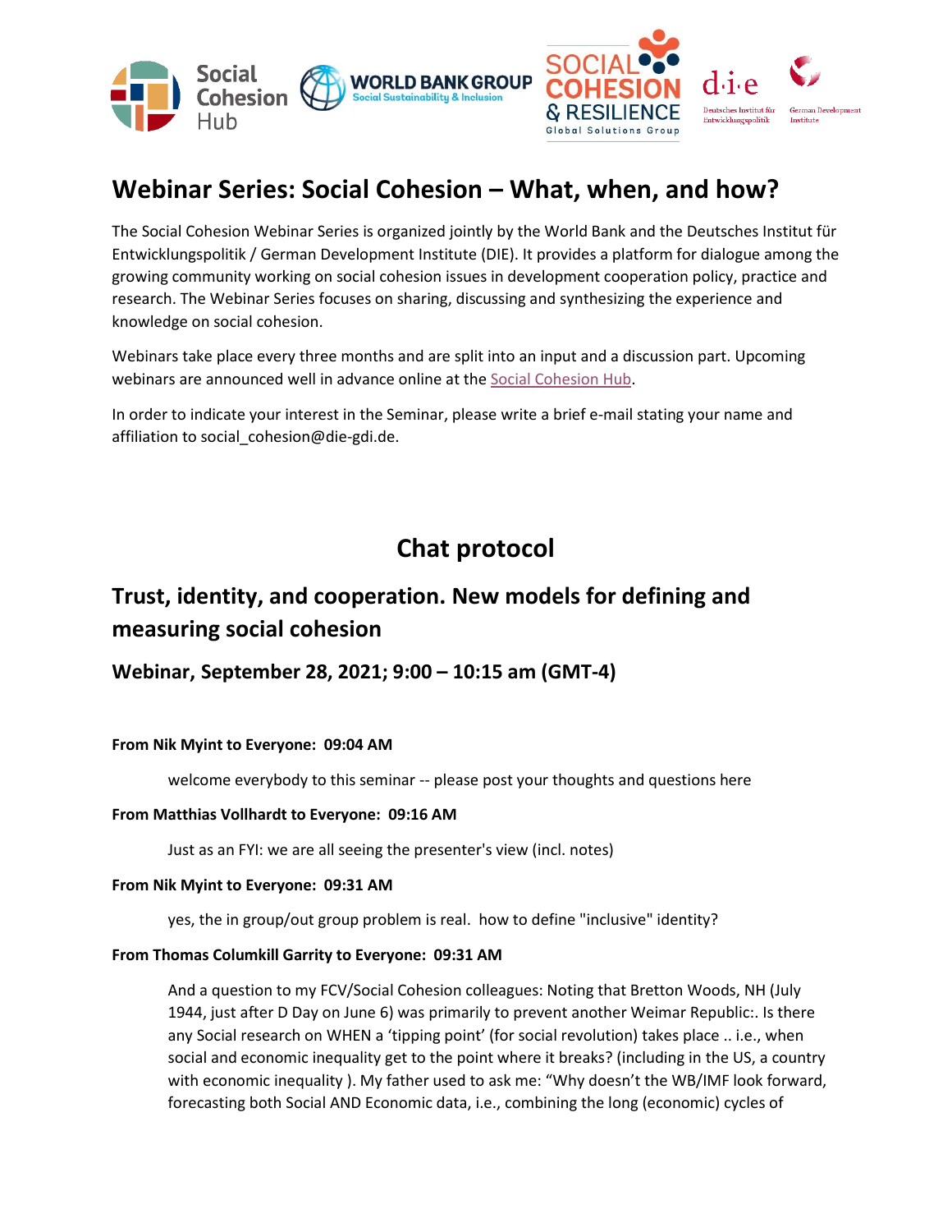# Webinar Series: Social Cohesion – What, when, and how?

The Social Cohesion Webinar Series is organized jointly by the World Bank and the Deutsches Institut für Entwicklungspolitik / German Development Institute (DIE). It provides a platform for dialogue among the growing community working on social cohesion issues in development cooperation policy, practice and research. The Webinar Series focuses on sharing, discussing and synthesizing the experience and knowledge on social cohesion.

Webinars take place every three months and are split into an input and a discussion part. Upcoming webinars are announced well in advance online at the Social Cohesion Hub.

In order to indicate your interest in the Seminar, please write a brief e-mail stating your name and affiliation to social_cohesion@die-gdi.de.

## Chat protocol

## Trust, identity, and cooperation. New models for defining and measuring social cohesion

### Webinar, September 28, 2021; 9:00 – 10:15 am (GMT-4)

**From Nik Myint to Everyone: 09:04 AM**

welcome everybody to this seminar -- please post your thoughts and questions here

**From Matthias Vollhardt to Everyone: 09:16 AM**

Just as an FYI: we are all seeing the presenter's view (incl. notes)

**From Nik Myint to Everyone: 09:31 AM**

yes, the in group/out group problem is real. how to define "inclusive" identity?

**From Thomas Columkill Garrity to Everyone: 09:31 AM**

And a question to my FCV/Social Cohesion colleagues: Noting that Bretton Woods, NH (July 1944, just after D Day on June 6) was primarily to prevent another Weimar Republic:. Is there any Social research on WHEN a 'tipping point' (for social revolution) takes place .. i.e., when social and economic inequality get to the point where it breaks? (including in the US, a country with economic inequality ). My father used to ask me: "Why doesn't the WB/IMF look forward, forecasting both Social AND Economic data, i.e., combining the long (economic) cycles of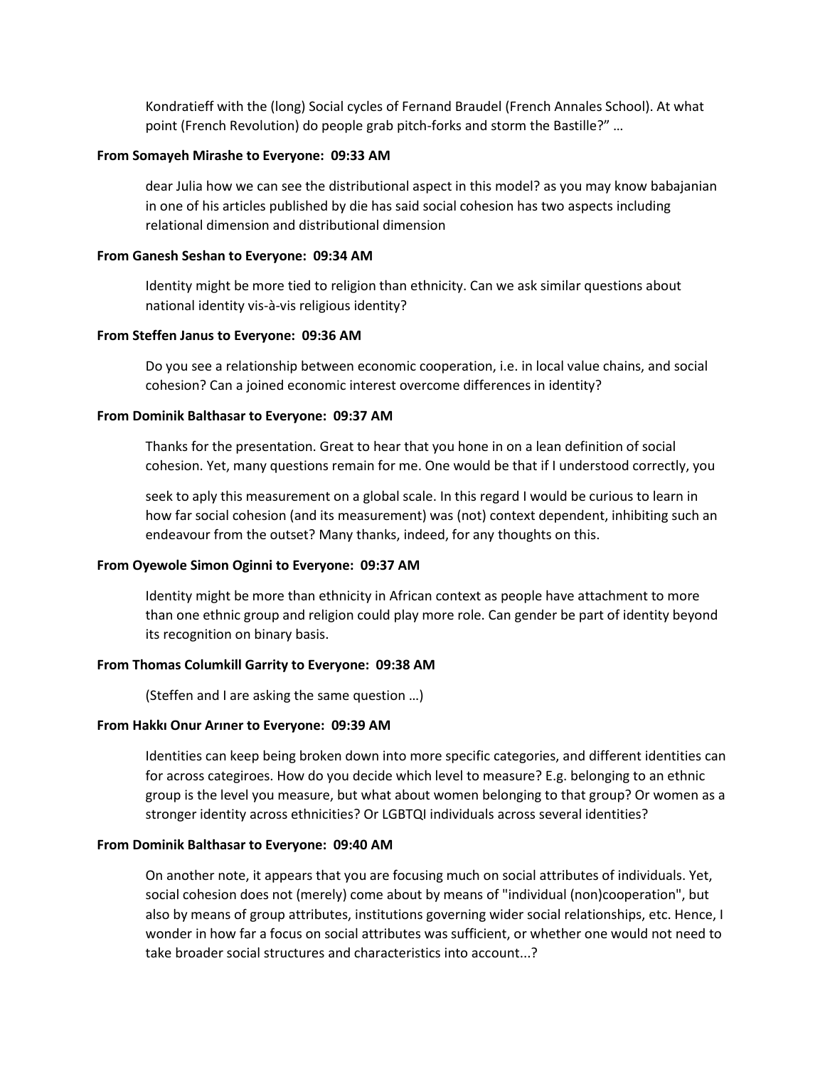Kondratieff with the (long) Social cycles of Fernand Braudel (French Annales School). At what point (French Revolution) do people grab pitch-forks and storm the Bastille?" …

**From Somayeh Mirashe to Everyone: 09:33 AM**

dear Julia how we can see the distributional aspect in this model? as you may know babajanian in one of his articles published by die has said social cohesion has two aspects including relational dimension and distributional dimension

**From Ganesh Seshan to Everyone: 09:34 AM**

Identity might be more tied to religion than ethnicity. Can we ask similar questions about national identity vis-à-vis religious identity?

**From Steffen Janus to Everyone: 09:36 AM**

Do you see a relationship between economic cooperation, i.e. in local value chains, and social cohesion? Can a joined economic interest overcome differences in identity?

**From Dominik Balthasar to Everyone: 09:37 AM**

Thanks for the presentation. Great to hear that you hone in on a lean definition of social cohesion. Yet, many questions remain for me. One would be that if I understood correctly, you

seek to aply this measurement on a global scale. In this regard I would be curious to learn in how far social cohesion (and its measurement) was (not) context dependent, inhibiting such an endeavour from the outset? Many thanks, indeed, for any thoughts on this.

**From Oyewole Simon Oginni to Everyone: 09:37 AM**

Identity might be more than ethnicity in African context as people have attachment to more than one ethnic group and religion could play more role. Can gender be part of identity beyond its recognition on binary basis.

**From Thomas Columkill Garrity to Everyone: 09:38 AM**

(Steffen and I are asking the same question …)

**From Hakkı Onur Arıner to Everyone: 09:39 AM**

Identities can keep being broken down into more specific categories, and different identities can for across categiroes. How do you decide which level to measure? E.g. belonging to an ethnic group is the level you measure, but what about women belonging to that group? Or women as a stronger identity across ethnicities? Or LGBTQI individuals across several identities?

**From Dominik Balthasar to Everyone: 09:40 AM**

On another note, it appears that you are focusing much on social attributes of individuals. Yet, social cohesion does not (merely) come about by means of "individual (non)cooperation", but also by means of group attributes, institutions governing wider social relationships, etc. Hence, I wonder in how far a focus on social attributes was sufficient, or whether one would not need to take broader social structures and characteristics into account...?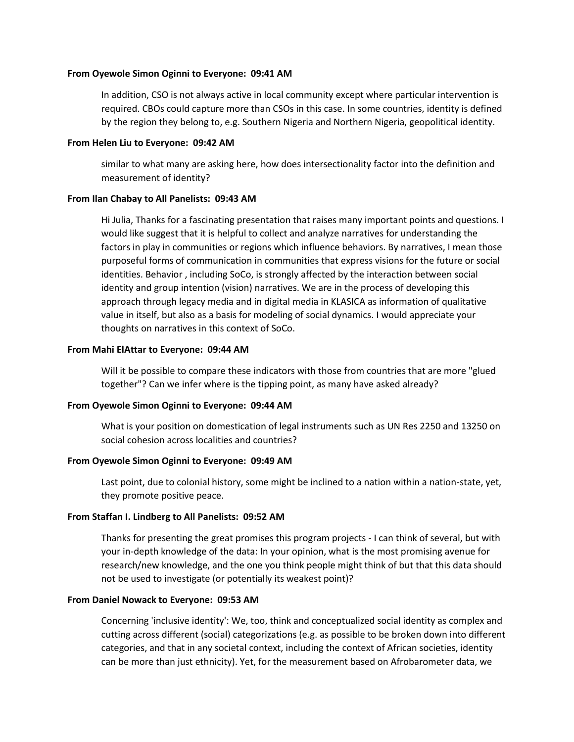**From Oyewole Simon Oginni to Everyone: 09:41 AM**

In addition, CSO is not always active in local community except where particular intervention is required. CBOs could capture more than CSOs in this case. In some countries, identity is defined by the region they belong to, e.g. Southern Nigeria and Northern Nigeria, geopolitical identity.

**From Helen Liu to Everyone: 09:42 AM**

similar to what many are asking here, how does intersectionality factor into the definition and measurement of identity?

**From Ilan Chabay to All Panelists: 09:43 AM**

Hi Julia, Thanks for a fascinating presentation that raises many important points and questions. I would like suggest that it is helpful to collect and analyze narratives for understanding the factors in play in communities or regions which influence behaviors. By narratives, I mean those purposeful forms of communication in communities that express visions for the future or social identities. Behavior , including SoCo, is strongly affected by the interaction between social identity and group intention (vision) narratives. We are in the process of developing this approach through legacy media and in digital media in KLASICA as information of qualitative value in itself, but also as a basis for modeling of social dynamics. I would appreciate your thoughts on narratives in this context of SoCo.

**From Mahi ElAttar to Everyone: 09:44 AM**

Will it be possible to compare these indicators with those from countries that are more "glued together"? Can we infer where is the tipping point, as many have asked already?

**From Oyewole Simon Oginni to Everyone: 09:44 AM**

What is your position on domestication of legal instruments such as UN Res 2250 and 13250 on social cohesion across localities and countries?

**From Oyewole Simon Oginni to Everyone: 09:49 AM**

Last point, due to colonial history, some might be inclined to a nation within a nation-state, yet, they promote positive peace.

**From Staffan I. Lindberg to All Panelists: 09:52 AM**

Thanks for presenting the great promises this program projects - I can think of several, but with your in-depth knowledge of the data: In your opinion, what is the most promising avenue for research/new knowledge, and the one you think people might think of but that this data should not be used to investigate (or potentially its weakest point)?

**From Daniel Nowack to Everyone: 09:53 AM**

Concerning 'inclusive identity': We, too, think and conceptualized social identity as complex and cutting across different (social) categorizations (e.g. as possible to be broken down into different categories, and that in any societal context, including the context of African societies, identity can be more than just ethnicity). Yet, for the measurement based on Afrobarometer data, we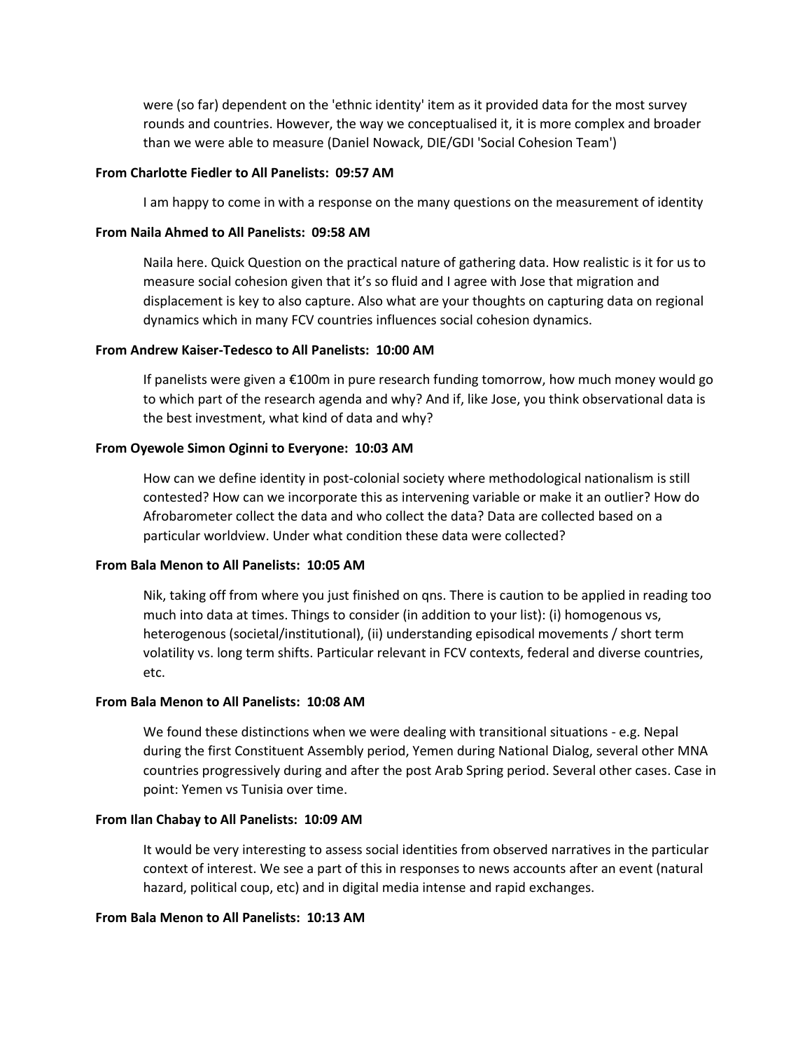were (so far) dependent on the 'ethnic identity' item as it provided data for the most survey rounds and countries. However, the way we conceptualised it, it is more complex and broader than we were able to measure (Daniel Nowack, DIE/GDI 'Social Cohesion Team')

**From Charlotte Fiedler to All Panelists: 09:57 AM**

I am happy to come in with a response on the many questions on the measurement of identity

**From Naila Ahmed to All Panelists: 09:58 AM**

Naila here. Quick Question on the practical nature of gathering data. How realistic is it for us to measure social cohesion given that it's so fluid and I agree with Jose that migration and displacement is key to also capture. Also what are your thoughts on capturing data on regional dynamics which in many FCV countries influences social cohesion dynamics.

**From Andrew Kaiser-Tedesco to All Panelists: 10:00 AM**

If panelists were given a €100m in pure research funding tomorrow, how much money would go to which part of the research agenda and why? And if, like Jose, you think observational data is the best investment, what kind of data and why?

**From Oyewole Simon Oginni to Everyone: 10:03 AM**

How can we define identity in post-colonial society where methodological nationalism is still contested? How can we incorporate this as intervening variable or make it an outlier? How do Afrobarometer collect the data and who collect the data? Data are collected based on a particular worldview. Under what condition these data were collected?

**From Bala Menon to All Panelists: 10:05 AM**

Nik, taking off from where you just finished on qns. There is caution to be applied in reading too much into data at times. Things to consider (in addition to your list): (i) homogenous vs, heterogenous (societal/institutional), (ii) understanding episodical movements / short term volatility vs. long term shifts. Particular relevant in FCV contexts, federal and diverse countries, etc.

**From Bala Menon to All Panelists: 10:08 AM**

We found these distinctions when we were dealing with transitional situations - e.g. Nepal during the first Constituent Assembly period, Yemen during National Dialog, several other MNA countries progressively during and after the post Arab Spring period. Several other cases. Case in point: Yemen vs Tunisia over time.

**From Ilan Chabay to All Panelists: 10:09 AM**

It would be very interesting to assess social identities from observed narratives in the particular context of interest. We see a part of this in responses to news accounts after an event (natural hazard, political coup, etc) and in digital media intense and rapid exchanges.

**From Bala Menon to All Panelists: 10:13 AM**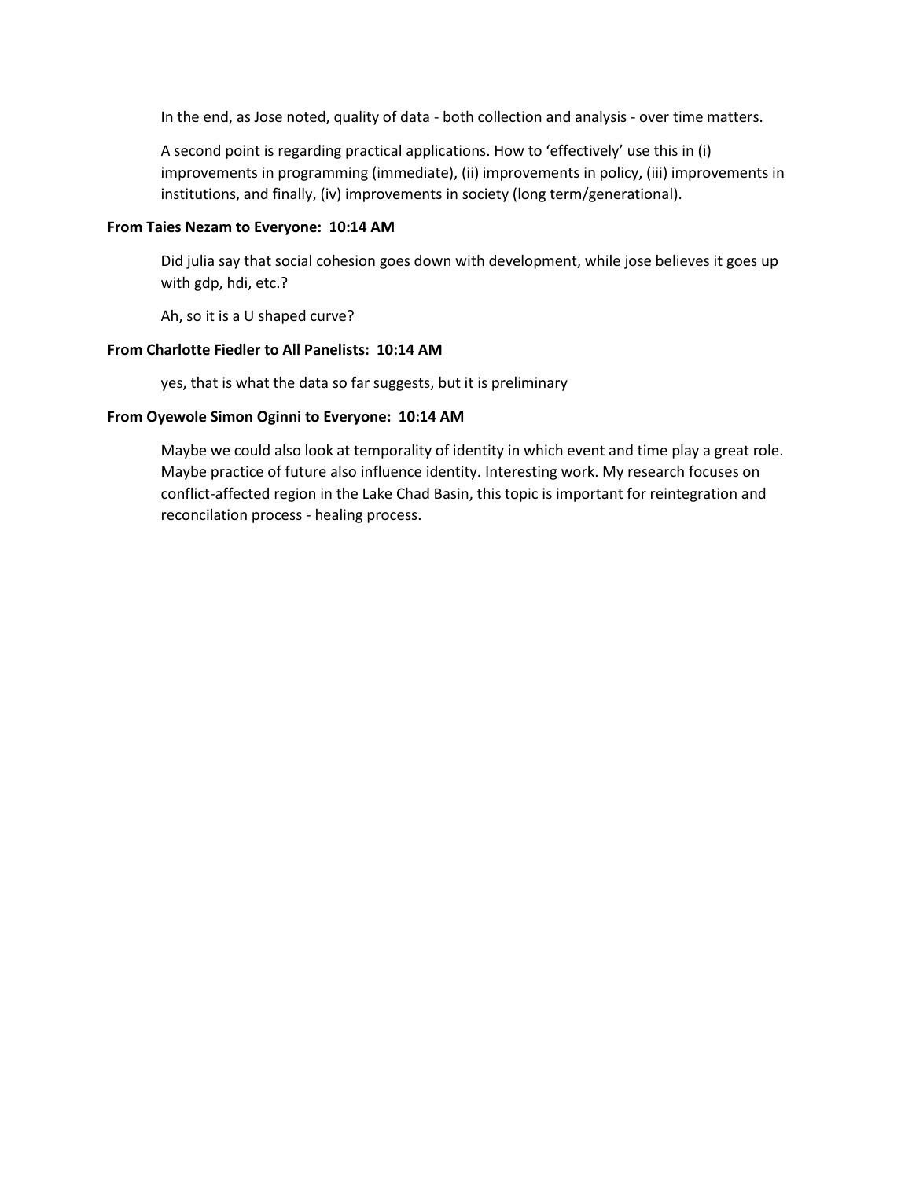In the end, as Jose noted, quality of data - both collection and analysis - over time matters.

A second point is regarding practical applications. How to 'effectively' use this in (i) improvements in programming (immediate), (ii) improvements in policy, (iii) improvements in institutions, and finally, (iv) improvements in society (long term/generational).

**From Taies Nezam to Everyone:  10:14 AM**

Did julia say that social cohesion goes down with development, while jose believes it goes up with gdp, hdi, etc.?

Ah, so it is a U shaped curve?

**From Charlotte Fiedler to All Panelists:  10:14 AM**

yes, that is what the data so far suggests, but it is preliminary

**From Oyewole Simon Oginni to Everyone:  10:14 AM**

Maybe we could also look at temporality of identity in which event and time play a great role. Maybe practice of future also influence identity. Interesting work. My research focuses on conflict-affected region in the Lake Chad Basin, this topic is important for reintegration and reconcilation process - healing process.